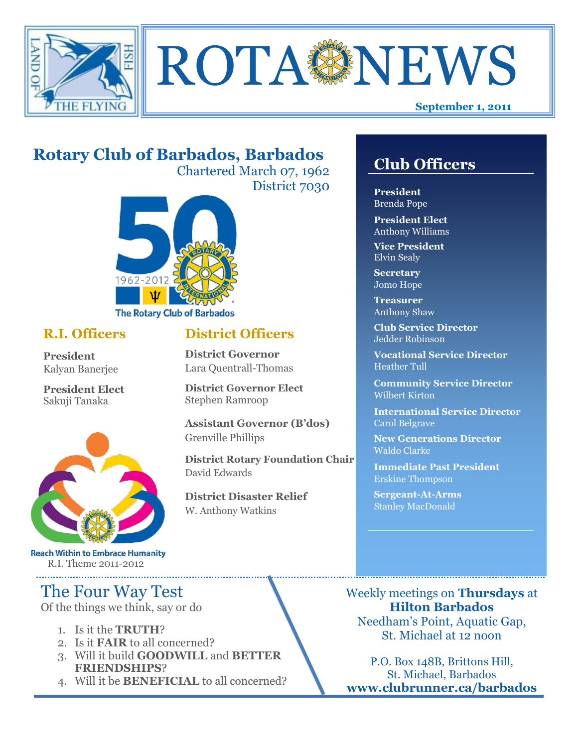# ROTA NEWS

**September 1, 2011**

## Rotary Club of Barbados, Barbados

Chartered March 07, 1962
District 7030

1962-2012
The Rotary Club of Barbados

### R.I. Officers

**President**
Kalyan Banerjee

**President Elect**
Sakuji Tanaka

Reach Within to Embrace Humanity
R.I. Theme 2011-2012

### District Officers

**District Governor**
Lara Quentrall-Thomas

**District Governor Elect**
Stephen Ramroop

**Assistant Governor (B'dos)**
Grenville Phillips

**District Rotary Foundation Chair**
David Edwards

**District Disaster Relief**
W. Anthony Watkins

## Club Officers

**President**
Brenda Pope

**President Elect**
Anthony Williams

**Vice President**
Elvin Sealy

**Secretary**
Jomo Hope

**Treasurer**
Anthony Shaw

**Club Service Director**
Jedder Robinson

**Vocational Service Director**
Heather Tull

**Community Service Director**
Wilbert Kirton

**International Service Director**
Carol Belgrave

**New Generations Director**
Waldo Clarke

**Immediate Past President**
Erskine Thompson

**Sergeant-At-Arms**
Stanley MacDonald

## The Four Way Test

Of the things we think, say or do

1. Is it the **TRUTH**?
2. Is it **FAIR** to all concerned?
3. Will it build **GOODWILL** and **BETTER FRIENDSHIPS**?
4. Will it be **BENEFICIAL** to all concerned?

Weekly meetings on **Thursdays** at **Hilton Barbados**
Needham's Point, Aquatic Gap, St. Michael at 12 noon

P.O. Box 148B, Brittons Hill, St. Michael, Barbados
**www.clubrunner.ca/barbados**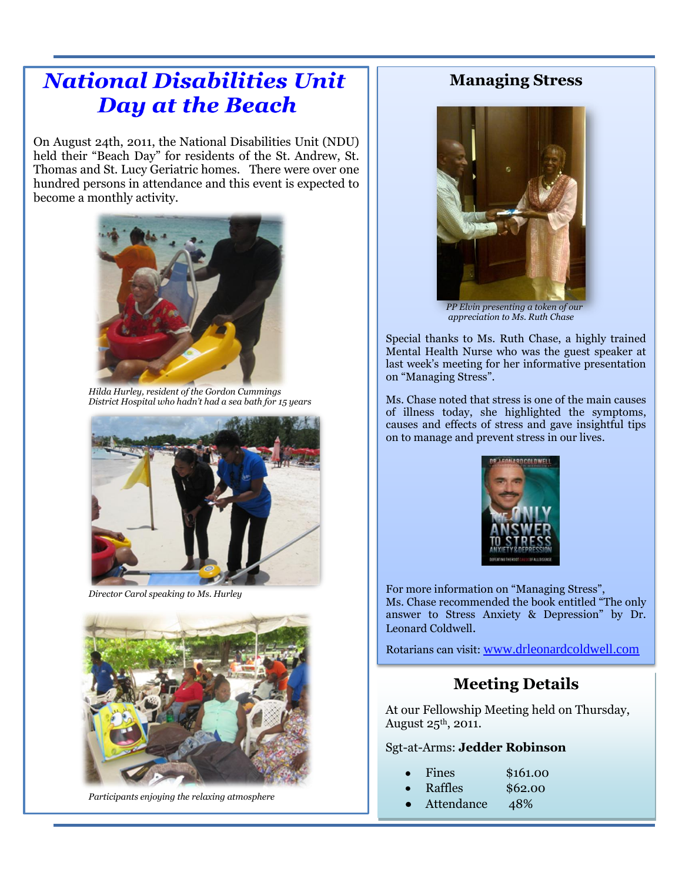# National Disabilities Unit Day at the Beach

On August 24th, 2011, the National Disabilities Unit (NDU) held their "Beach Day" for residents of the St. Andrew, St. Thomas and St. Lucy Geriatric homes. There were over one hundred persons in attendance and this event is expected to become a monthly activity.

*Hilda Hurley, resident of the Gordon Cummings District Hospital who hadn't had a sea bath for 15 years*

*Director Carol speaking to Ms. Hurley*

*Participants enjoying the relaxing atmosphere*

## Managing Stress

*PP Elvin presenting a token of our appreciation to Ms. Ruth Chase*

Special thanks to Ms. Ruth Chase, a highly trained Mental Health Nurse who was the guest speaker at last week's meeting for her informative presentation on "Managing Stress".

Ms. Chase noted that stress is one of the main causes of illness today, she highlighted the symptoms, causes and effects of stress and gave insightful tips on to manage and prevent stress in our lives.

For more information on "Managing Stress", Ms. Chase recommended the book entitled "The only answer to Stress Anxiety & Depression" by Dr. Leonard Coldwell.

Rotarians can visit: www.drleonardcoldwell.com

## Meeting Details

At our Fellowship Meeting held on Thursday, August 25th, 2011.

Sgt-at-Arms: **Jedder Robinson**

- Fines $161.00
- Raffles $62.00
- Attendance 48%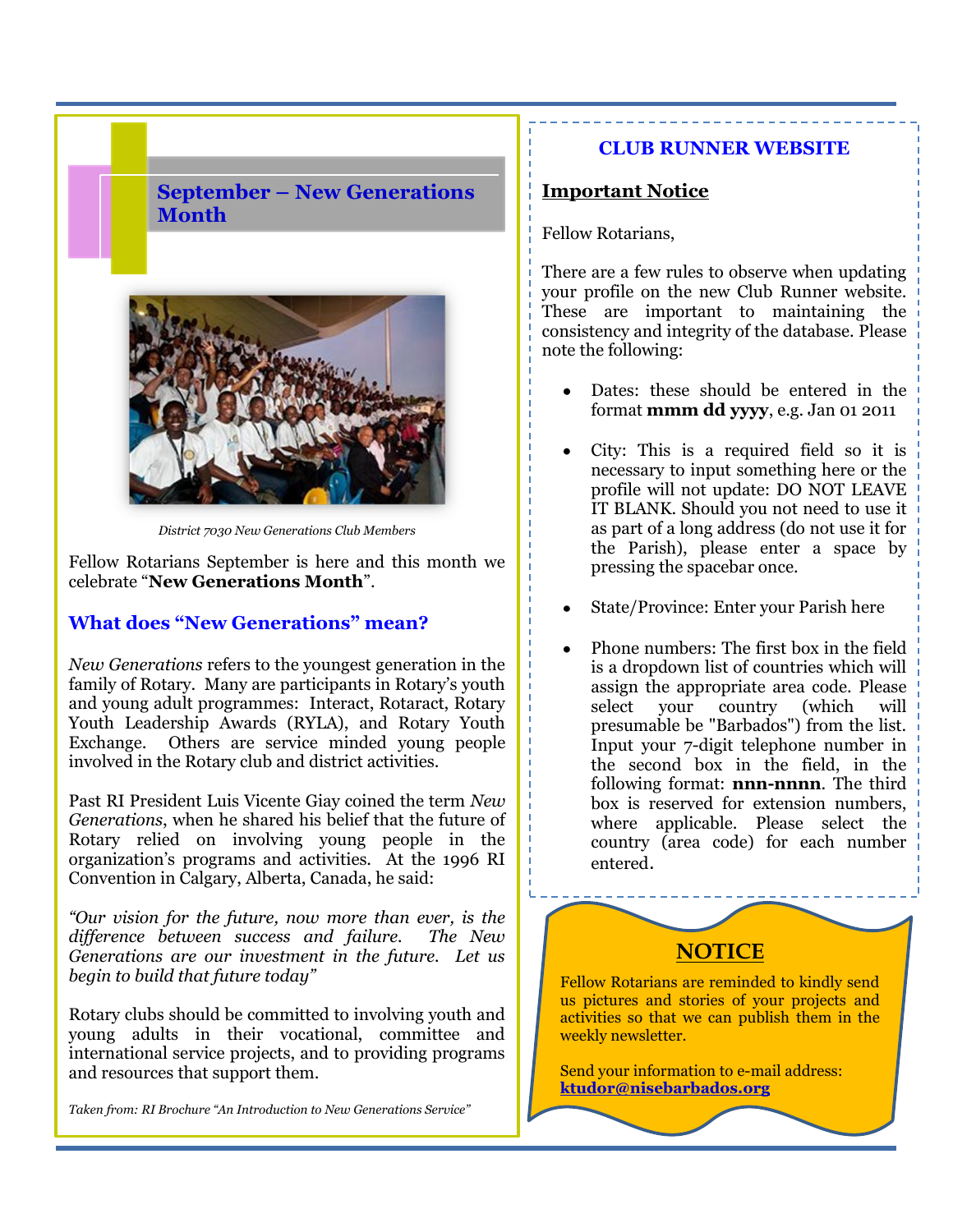## September – New Generations Month

*District 7030 New Generations Club Members*

Fellow Rotarians September is here and this month we celebrate "**New Generations Month**".

### What does "New Generations" mean?

*New Generations* refers to the youngest generation in the family of Rotary. Many are participants in Rotary's youth and young adult programmes: Interact, Rotaract, Rotary Youth Leadership Awards (RYLA), and Rotary Youth Exchange. Others are service minded young people involved in the Rotary club and district activities.

Past RI President Luis Vicente Giay coined the term *New Generations*, when he shared his belief that the future of Rotary relied on involving young people in the organization's programs and activities. At the 1996 RI Convention in Calgary, Alberta, Canada, he said:

*"Our vision for the future, now more than ever, is the difference between success and failure. The New Generations are our investment in the future. Let us begin to build that future today"*

Rotary clubs should be committed to involving youth and young adults in their vocational, committee and international service projects, and to providing programs and resources that support them.

*Taken from: RI Brochure "An Introduction to New Generations Service"*

## CLUB RUNNER WEBSITE

**Important Notice**

Fellow Rotarians,

There are a few rules to observe when updating your profile on the new Club Runner website. These are important to maintaining the consistency and integrity of the database. Please note the following:

- Dates: these should be entered in the format **mmm dd yyyy**, e.g. Jan 01 2011
- City: This is a required field so it is necessary to input something here or the profile will not update: DO NOT LEAVE IT BLANK. Should you not need to use it as part of a long address (do not use it for the Parish), please enter a space by pressing the spacebar once.
- State/Province: Enter your Parish here
- Phone numbers: The first box in the field is a dropdown list of countries which will assign the appropriate area code. Please select your country (which will presumable be "Barbados") from the list. Input your 7-digit telephone number in the second box in the field, in the following format: **nnn-nnnn**. The third box is reserved for extension numbers, where applicable. Please select the country (area code) for each number entered.

## NOTICE

Fellow Rotarians are reminded to kindly send us pictures and stories of your projects and activities so that we can publish them in the weekly newsletter.

Send your information to e-mail address: **ktudor@nisebarbados.org**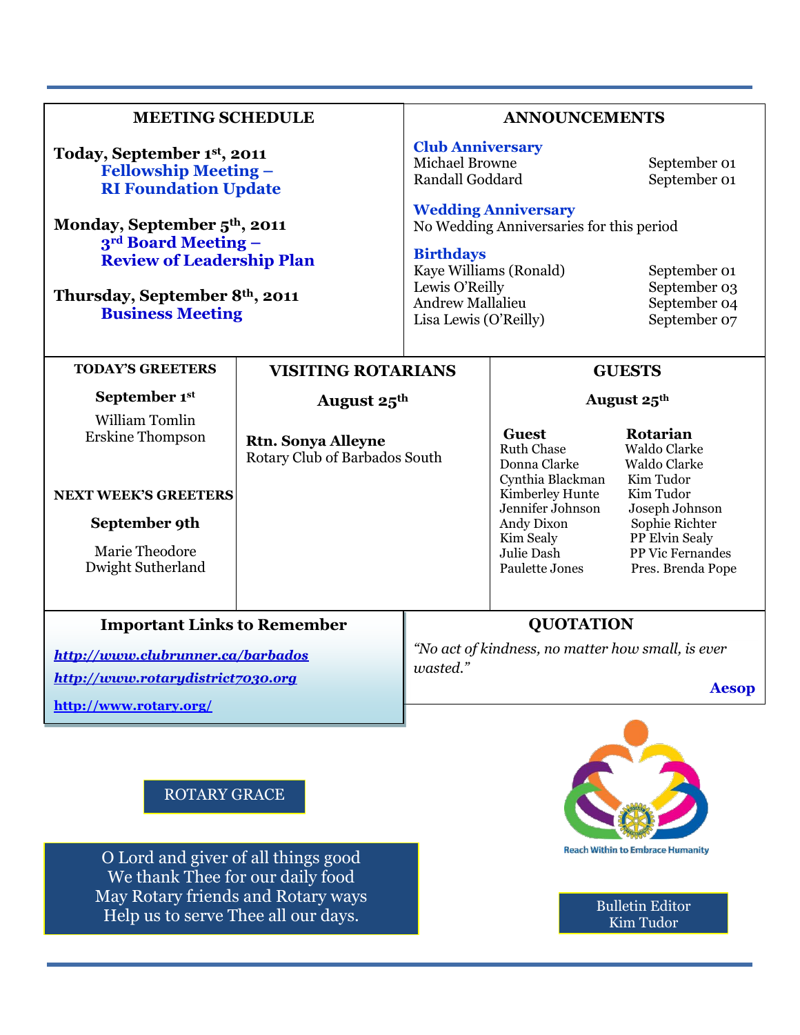## MEETING SCHEDULE

**Today, September 1st, 2011**
**Fellowship Meeting – RI Foundation Update**

**Monday, September 5th, 2011**
**3rd Board Meeting – Review of Leadership Plan**

**Thursday, September 8th, 2011**
**Business Meeting**

## ANNOUNCEMENTS

**Club Anniversary**

| | |
|---|---|
| Michael Browne | September 01 |
| Randall Goddard | September 01 |

**Wedding Anniversary**

No Wedding Anniversaries for this period

**Birthdays**

| | |
|---|---|
| Kaye Williams (Ronald) | September 01 |
| Lewis O'Reilly | September 03 |
| Andrew Mallalieu | September 04 |
| Lisa Lewis (O'Reilly) | September 07 |

## TODAY'S GREETERS

**September 1st**

William Tomlin
Erskine Thompson

## NEXT WEEK'S GREETERS

**September 9th**

Marie Theodore
Dwight Sutherland

## VISITING ROTARIANS

**August 25th**

**Rtn. Sonya Alleyne**
Rotary Club of Barbados South

## GUESTS

**August 25th**

| Guest | Rotarian |
|---|---|
| Ruth Chase | Waldo Clarke |
| Donna Clarke | Waldo Clarke |
| Cynthia Blackman | Kim Tudor |
| Kimberley Hunte | Kim Tudor |
| Jennifer Johnson | Joseph Johnson |
| Andy Dixon | Sophie Richter |
| Kim Sealy | PP Elvin Sealy |
| Julie Dash | PP Vic Fernandes |
| Paulette Jones | Pres. Brenda Pope |

## Important Links to Remember

*http://www.clubrunner.ca/barbados*

*http://www.rotarydistrict7030.org*

http://www.rotary.org/

## QUOTATION

*"No act of kindness, no matter how small, is ever wasted."*

**Aesop**

ROTARY GRACE

O Lord and giver of all things good
We thank Thee for our daily food
May Rotary friends and Rotary ways
Help us to serve Thee all our days.

Reach Within to Embrace Humanity

Bulletin Editor
Kim Tudor